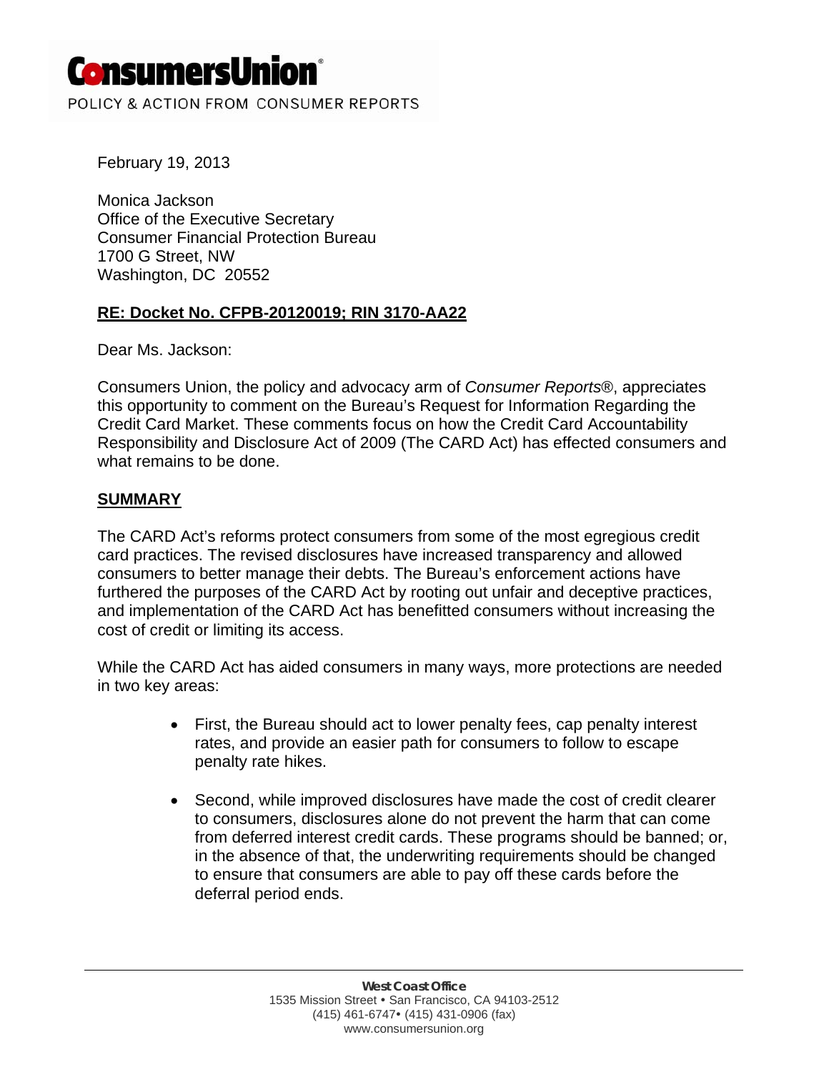**ConsumersUnion**®

POLICY & ACTION FROM CONSUMER REPORTS

February 19, 2013

Monica Jackson
Office of the Executive Secretary
Consumer Financial Protection Bureau
1700 G Street, NW
Washington, DC 20552

**RE: Docket No. CFPB-20120019; RIN 3170-AA22**

Dear Ms. Jackson:

Consumers Union, the policy and advocacy arm of *Consumer Reports*®, appreciates this opportunity to comment on the Bureau's Request for Information Regarding the Credit Card Market. These comments focus on how the Credit Card Accountability Responsibility and Disclosure Act of 2009 (The CARD Act) has effected consumers and what remains to be done.

## SUMMARY

The CARD Act's reforms protect consumers from some of the most egregious credit card practices. The revised disclosures have increased transparency and allowed consumers to better manage their debts. The Bureau's enforcement actions have furthered the purposes of the CARD Act by rooting out unfair and deceptive practices, and implementation of the CARD Act has benefitted consumers without increasing the cost of credit or limiting its access.

While the CARD Act has aided consumers in many ways, more protections are needed in two key areas:

- First, the Bureau should act to lower penalty fees, cap penalty interest rates, and provide an easier path for consumers to follow to escape penalty rate hikes.
- Second, while improved disclosures have made the cost of credit clearer to consumers, disclosures alone do not prevent the harm that can come from deferred interest credit cards. These programs should be banned; or, in the absence of that, the underwriting requirements should be changed to ensure that consumers are able to pay off these cards before the deferral period ends.

**West Coast Office**
1535 Mission Street • San Francisco, CA 94103-2512
(415) 461-6747• (415) 431-0906 (fax)
www.consumersunion.org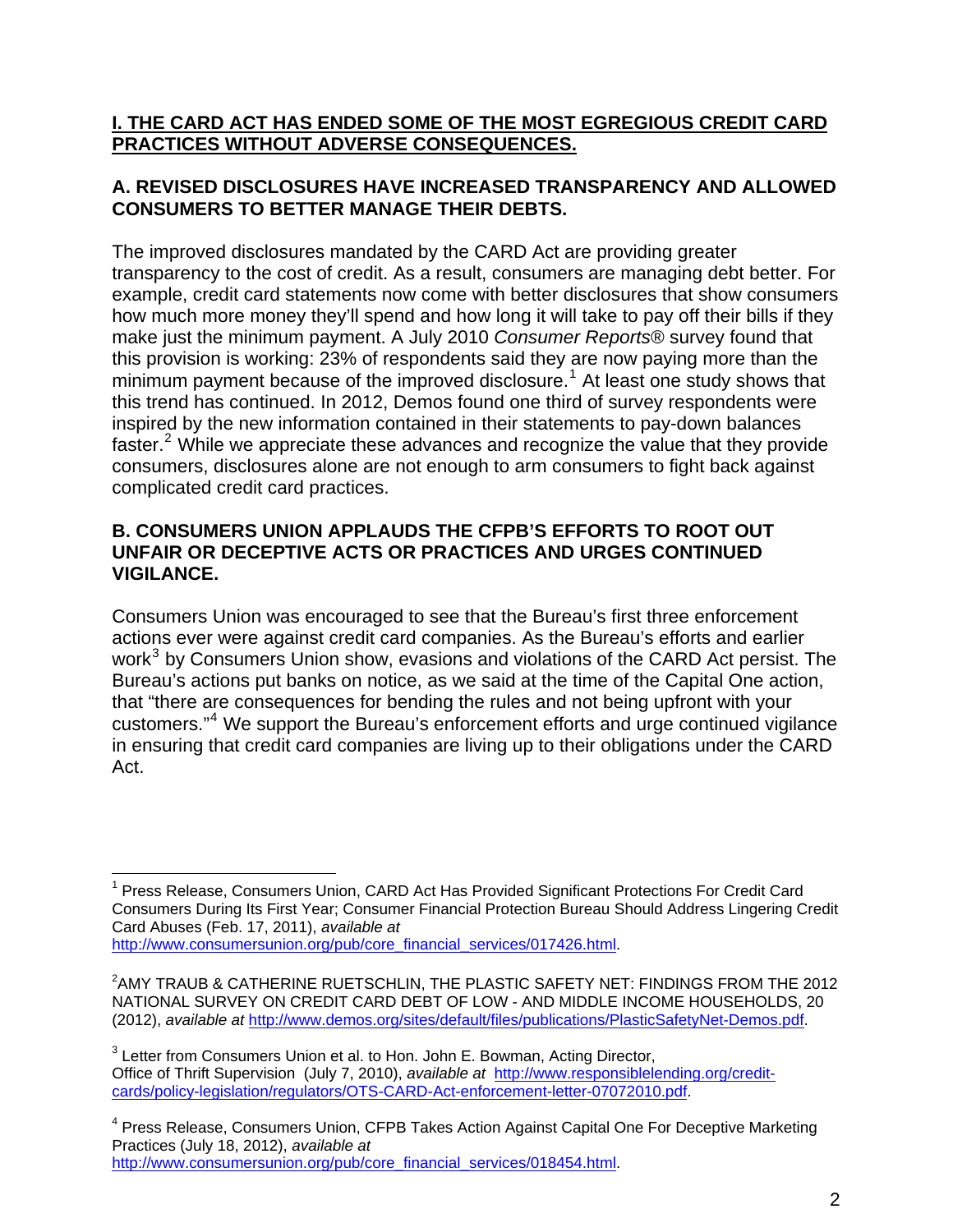## **I. THE CARD ACT HAS ENDED SOME OF THE MOST EGREGIOUS CREDIT CARD PRACTICES WITHOUT ADVERSE CONSEQUENCES.**

### A. REVISED DISCLOSURES HAVE INCREASED TRANSPARENCY AND ALLOWED CONSUMERS TO BETTER MANAGE THEIR DEBTS.

The improved disclosures mandated by the CARD Act are providing greater transparency to the cost of credit. As a result, consumers are managing debt better. For example, credit card statements now come with better disclosures that show consumers how much more money they'll spend and how long it will take to pay off their bills if they make just the minimum payment. A July 2010 *Consumer Reports®* survey found that this provision is working: 23% of respondents said they are now paying more than the minimum payment because of the improved disclosure.[1] At least one study shows that this trend has continued. In 2012, Demos found one third of survey respondents were inspired by the new information contained in their statements to pay-down balances faster.[2] While we appreciate these advances and recognize the value that they provide consumers, disclosures alone are not enough to arm consumers to fight back against complicated credit card practices.

### B. CONSUMERS UNION APPLAUDS THE CFPB'S EFFORTS TO ROOT OUT UNFAIR OR DECEPTIVE ACTS OR PRACTICES AND URGES CONTINUED VIGILANCE.

Consumers Union was encouraged to see that the Bureau's first three enforcement actions ever were against credit card companies. As the Bureau's efforts and earlier work[3] by Consumers Union show, evasions and violations of the CARD Act persist. The Bureau's actions put banks on notice, as we said at the time of the Capital One action, that "there are consequences for bending the rules and not being upfront with your customers."[4] We support the Bureau's enforcement efforts and urge continued vigilance in ensuring that credit card companies are living up to their obligations under the CARD Act.

---

[1] Press Release, Consumers Union, CARD Act Has Provided Significant Protections For Credit Card Consumers During Its First Year; Consumer Financial Protection Bureau Should Address Lingering Credit Card Abuses (Feb. 17, 2011), *available at* http://www.consumersunion.org/pub/core_financial_services/017426.html.

[2] AMY TRAUB & CATHERINE RUETSCHLIN, THE PLASTIC SAFETY NET: FINDINGS FROM THE 2012 NATIONAL SURVEY ON CREDIT CARD DEBT OF LOW - AND MIDDLE INCOME HOUSEHOLDS, 20 (2012), *available at* http://www.demos.org/sites/default/files/publications/PlasticSafetyNet-Demos.pdf.

[3] Letter from Consumers Union et al. to Hon. John E. Bowman, Acting Director, Office of Thrift Supervision (July 7, 2010), *available at* http://www.responsiblelending.org/credit-cards/policy-legislation/regulators/OTS-CARD-Act-enforcement-letter-07072010.pdf.

[4] Press Release, Consumers Union, CFPB Takes Action Against Capital One For Deceptive Marketing Practices (July 18, 2012), *available at* http://www.consumersunion.org/pub/core_financial_services/018454.html.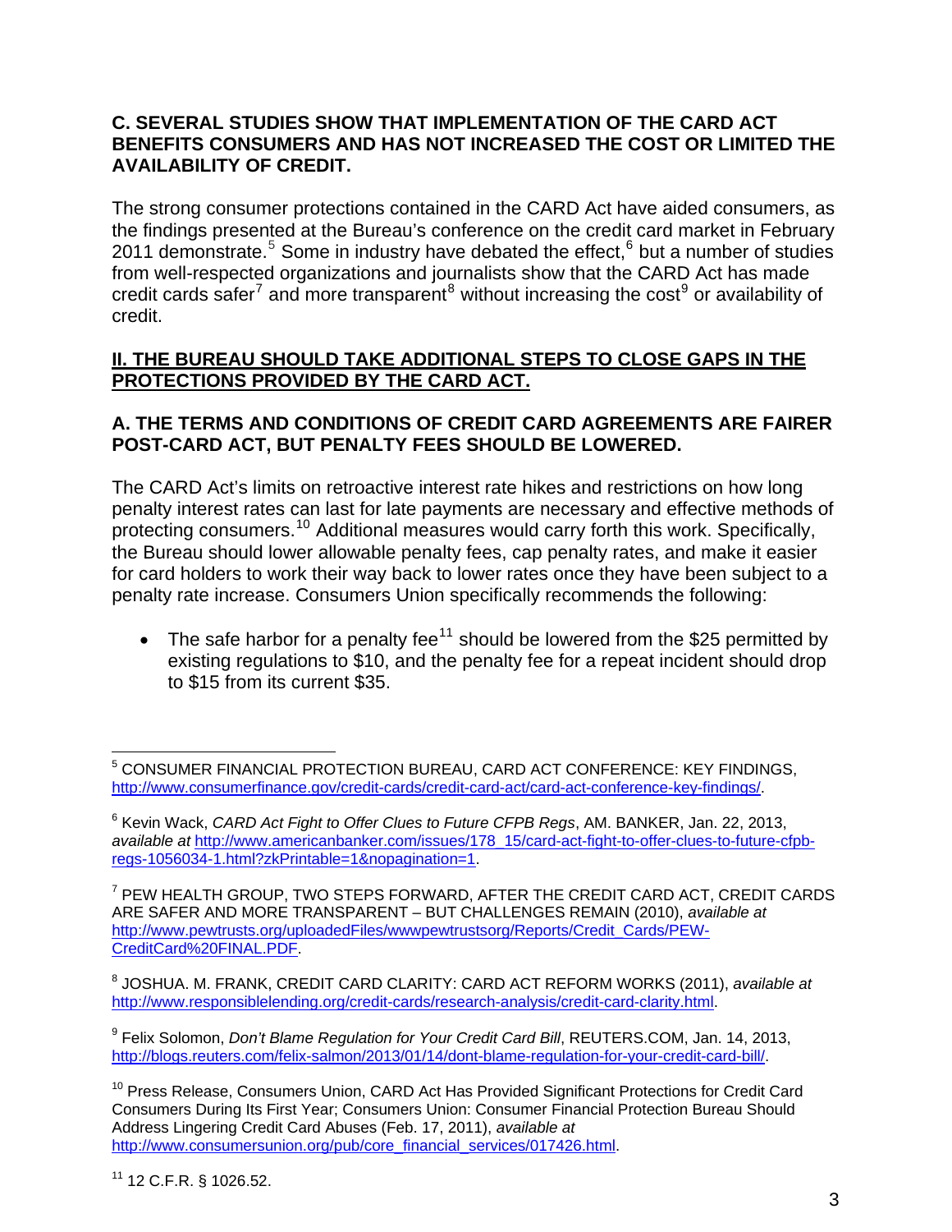### C. SEVERAL STUDIES SHOW THAT IMPLEMENTATION OF THE CARD ACT BENEFITS CONSUMERS AND HAS NOT INCREASED THE COST OR LIMITED THE AVAILABILITY OF CREDIT.

The strong consumer protections contained in the CARD Act have aided consumers, as the findings presented at the Bureau's conference on the credit card market in February 2011 demonstrate.[5] Some in industry have debated the effect,[6] but a number of studies from well-respected organizations and journalists show that the CARD Act has made credit cards safer[7] and more transparent[8] without increasing the cost[9] or availability of credit.

## <u>II. THE BUREAU SHOULD TAKE ADDITIONAL STEPS TO CLOSE GAPS IN THE PROTECTIONS PROVIDED BY THE CARD ACT.</u>

### A. THE TERMS AND CONDITIONS OF CREDIT CARD AGREEMENTS ARE FAIRER POST-CARD ACT, BUT PENALTY FEES SHOULD BE LOWERED.

The CARD Act's limits on retroactive interest rate hikes and restrictions on how long penalty interest rates can last for late payments are necessary and effective methods of protecting consumers.[10] Additional measures would carry forth this work. Specifically, the Bureau should lower allowable penalty fees, cap penalty rates, and make it easier for card holders to work their way back to lower rates once they have been subject to a penalty rate increase. Consumers Union specifically recommends the following:

- The safe harbor for a penalty fee[11] should be lowered from the $25 permitted by existing regulations to $10, and the penalty fee for a repeat incident should drop to $15 from its current $35.

---

[5] CONSUMER FINANCIAL PROTECTION BUREAU, CARD ACT CONFERENCE: KEY FINDINGS, http://www.consumerfinance.gov/credit-cards/credit-card-act/card-act-conference-key-findings/.

[6] Kevin Wack, *CARD Act Fight to Offer Clues to Future CFPB Regs*, AM. BANKER, Jan. 22, 2013, *available at* http://www.americanbanker.com/issues/178_15/card-act-fight-to-offer-clues-to-future-cfpb-regs-1056034-1.html?zkPrintable=1&nopagination=1.

[7] PEW HEALTH GROUP, TWO STEPS FORWARD, AFTER THE CREDIT CARD ACT, CREDIT CARDS ARE SAFER AND MORE TRANSPARENT – BUT CHALLENGES REMAIN (2010), *available at* http://www.pewtrusts.org/uploadedFiles/wwwpewtrustsorg/Reports/Credit_Cards/PEW-CreditCard%20FINAL.PDF.

[8] JOSHUA. M. FRANK, CREDIT CARD CLARITY: CARD ACT REFORM WORKS (2011), *available at* http://www.responsiblelending.org/credit-cards/research-analysis/credit-card-clarity.html.

[9] Felix Solomon, *Don't Blame Regulation for Your Credit Card Bill*, REUTERS.COM, Jan. 14, 2013, http://blogs.reuters.com/felix-salmon/2013/01/14/dont-blame-regulation-for-your-credit-card-bill/.

[10] Press Release, Consumers Union, CARD Act Has Provided Significant Protections for Credit Card Consumers During Its First Year; Consumers Union: Consumer Financial Protection Bureau Should Address Lingering Credit Card Abuses (Feb. 17, 2011), *available at* http://www.consumersunion.org/pub/core_financial_services/017426.html.

[11] 12 C.F.R. § 1026.52.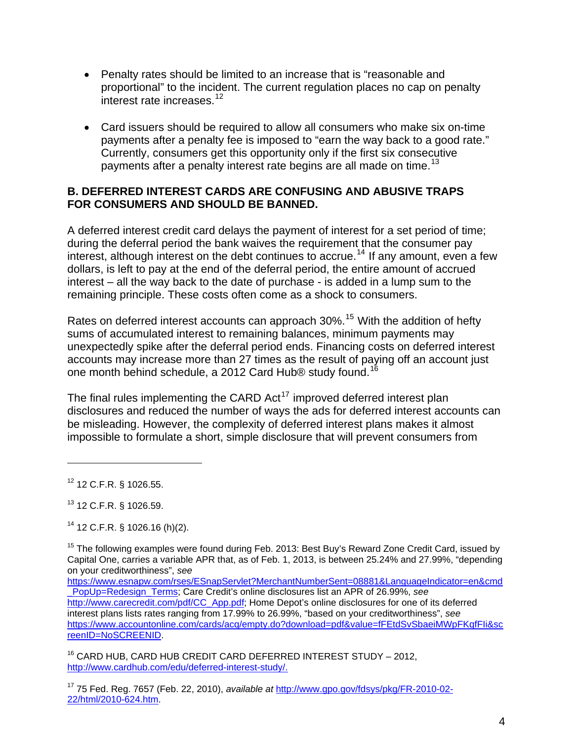- Penalty rates should be limited to an increase that is "reasonable and proportional" to the incident. The current regulation places no cap on penalty interest rate increases.[12]

- Card issuers should be required to allow all consumers who make six on-time payments after a penalty fee is imposed to "earn the way back to a good rate." Currently, consumers get this opportunity only if the first six consecutive payments after a penalty interest rate begins are all made on time.[13]

## B. DEFERRED INTEREST CARDS ARE CONFUSING AND ABUSIVE TRAPS FOR CONSUMERS AND SHOULD BE BANNED.

A deferred interest credit card delays the payment of interest for a set period of time; during the deferral period the bank waives the requirement that the consumer pay interest, although interest on the debt continues to accrue.[14] If any amount, even a few dollars, is left to pay at the end of the deferral period, the entire amount of accrued interest – all the way back to the date of purchase - is added in a lump sum to the remaining principle. These costs often come as a shock to consumers.

Rates on deferred interest accounts can approach 30%.[15] With the addition of hefty sums of accumulated interest to remaining balances, minimum payments may unexpectedly spike after the deferral period ends. Financing costs on deferred interest accounts may increase more than 27 times as the result of paying off an account just one month behind schedule, a 2012 Card Hub® study found.[16]

The final rules implementing the CARD Act[17] improved deferred interest plan disclosures and reduced the number of ways the ads for deferred interest accounts can be misleading. However, the complexity of deferred interest plans makes it almost impossible to formulate a short, simple disclosure that will prevent consumers from

---

[12] 12 C.F.R. § 1026.55.

[13] 12 C.F.R. § 1026.59.

[14] 12 C.F.R. § 1026.16 (h)(2).

[15] The following examples were found during Feb. 2013: Best Buy's Reward Zone Credit Card, issued by Capital One, carries a variable APR that, as of Feb. 1, 2013, is between 25.24% and 27.99%, "depending on your creditworthiness", *see* https://www.esnapw.com/rses/ESnapServlet?MerchantNumberSent=08881&LanguageIndicator=en&cmd_PopUp=Redesign_Terms; Care Credit's online disclosures list an APR of 26.99%, *see* http://www.carecredit.com/pdf/CC_App.pdf; Home Depot's online disclosures for one of its deferred interest plans lists rates ranging from 17.99% to 26.99%, "based on your creditworthiness", *see* https://www.accountonline.com/cards/acq/empty.do?download=pdf&value=fFEtdSvSbaeiMWpFKqfFIi&screenID=NoSCREENID.

[16] CARD HUB, CARD HUB CREDIT CARD DEFERRED INTEREST STUDY – 2012, http://www.cardhub.com/edu/deferred-interest-study/.

[17] 75 Fed. Reg. 7657 (Feb. 22, 2010), *available at* http://www.gpo.gov/fdsys/pkg/FR-2010-02-22/html/2010-624.htm.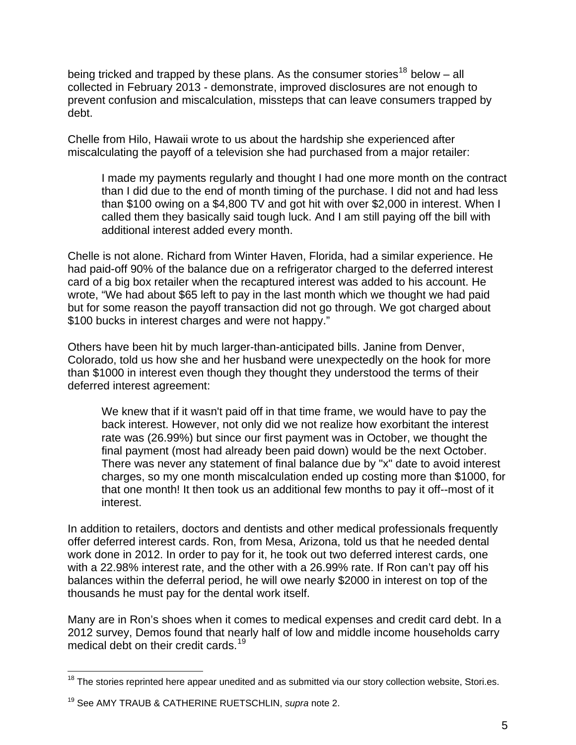being tricked and trapped by these plans. As the consumer stories[18] below – all collected in February 2013 - demonstrate, improved disclosures are not enough to prevent confusion and miscalculation, missteps that can leave consumers trapped by debt.

Chelle from Hilo, Hawaii wrote to us about the hardship she experienced after miscalculating the payoff of a television she had purchased from a major retailer:

> I made my payments regularly and thought I had one more month on the contract than I did due to the end of month timing of the purchase. I did not and had less than $100 owing on a $4,800 TV and got hit with over $2,000 in interest. When I called them they basically said tough luck. And I am still paying off the bill with additional interest added every month.

Chelle is not alone. Richard from Winter Haven, Florida, had a similar experience. He had paid-off 90% of the balance due on a refrigerator charged to the deferred interest card of a big box retailer when the recaptured interest was added to his account. He wrote, "We had about $65 left to pay in the last month which we thought we had paid but for some reason the payoff transaction did not go through. We got charged about $100 bucks in interest charges and were not happy."

Others have been hit by much larger-than-anticipated bills. Janine from Denver, Colorado, told us how she and her husband were unexpectedly on the hook for more than $1000 in interest even though they thought they understood the terms of their deferred interest agreement:

> We knew that if it wasn't paid off in that time frame, we would have to pay the back interest. However, not only did we not realize how exorbitant the interest rate was (26.99%) but since our first payment was in October, we thought the final payment (most had already been paid down) would be the next October. There was never any statement of final balance due by "x" date to avoid interest charges, so my one month miscalculation ended up costing more than $1000, for that one month! It then took us an additional few months to pay it off--most of it interest.

In addition to retailers, doctors and dentists and other medical professionals frequently offer deferred interest cards. Ron, from Mesa, Arizona, told us that he needed dental work done in 2012. In order to pay for it, he took out two deferred interest cards, one with a 22.98% interest rate, and the other with a 26.99% rate. If Ron can't pay off his balances within the deferral period, he will owe nearly $2000 in interest on top of the thousands he must pay for the dental work itself.

Many are in Ron's shoes when it comes to medical expenses and credit card debt. In a 2012 survey, Demos found that nearly half of low and middle income households carry medical debt on their credit cards.[19]

---

[18] The stories reprinted here appear unedited and as submitted via our story collection website, Stori.es.

[19] See AMY TRAUB & CATHERINE RUETSCHLIN, *supra* note 2.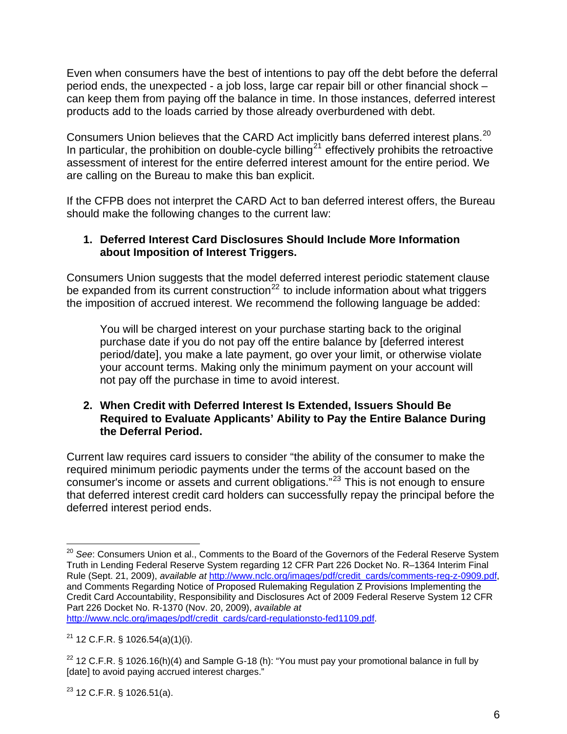Even when consumers have the best of intentions to pay off the debt before the deferral period ends, the unexpected - a job loss, large car repair bill or other financial shock – can keep them from paying off the balance in time. In those instances, deferred interest products add to the loads carried by those already overburdened with debt.

Consumers Union believes that the CARD Act implicitly bans deferred interest plans.[20] In particular, the prohibition on double-cycle billing[21] effectively prohibits the retroactive assessment of interest for the entire deferred interest amount for the entire period. We are calling on the Bureau to make this ban explicit.

If the CFPB does not interpret the CARD Act to ban deferred interest offers, the Bureau should make the following changes to the current law:

1. **Deferred Interest Card Disclosures Should Include More Information about Imposition of Interest Triggers.**

Consumers Union suggests that the model deferred interest periodic statement clause be expanded from its current construction[22] to include information about what triggers the imposition of accrued interest. We recommend the following language be added:

> You will be charged interest on your purchase starting back to the original purchase date if you do not pay off the entire balance by [deferred interest period/date], you make a late payment, go over your limit, or otherwise violate your account terms. Making only the minimum payment on your account will not pay off the purchase in time to avoid interest.

2. **When Credit with Deferred Interest Is Extended, Issuers Should Be Required to Evaluate Applicants' Ability to Pay the Entire Balance During the Deferral Period.**

Current law requires card issuers to consider "the ability of the consumer to make the required minimum periodic payments under the terms of the account based on the consumer's income or assets and current obligations."[23] This is not enough to ensure that deferred interest credit card holders can successfully repay the principal before the deferred interest period ends.

---

[20] *See*: Consumers Union et al., Comments to the Board of the Governors of the Federal Reserve System Truth in Lending Federal Reserve System regarding 12 CFR Part 226 Docket No. R–1364 Interim Final Rule (Sept. 21, 2009), *available at* http://www.nclc.org/images/pdf/credit_cards/comments-reg-z-0909.pdf, and Comments Regarding Notice of Proposed Rulemaking Regulation Z Provisions Implementing the Credit Card Accountability, Responsibility and Disclosures Act of 2009 Federal Reserve System 12 CFR Part 226 Docket No. R-1370 (Nov. 20, 2009), *available at* http://www.nclc.org/images/pdf/credit_cards/card-regulationsto-fed1109.pdf.

[21] 12 C.F.R. § 1026.54(a)(1)(i).

[22] 12 C.F.R. § 1026.16(h)(4) and Sample G-18 (h): "You must pay your promotional balance in full by [date] to avoid paying accrued interest charges."

[23] 12 C.F.R. § 1026.51(a).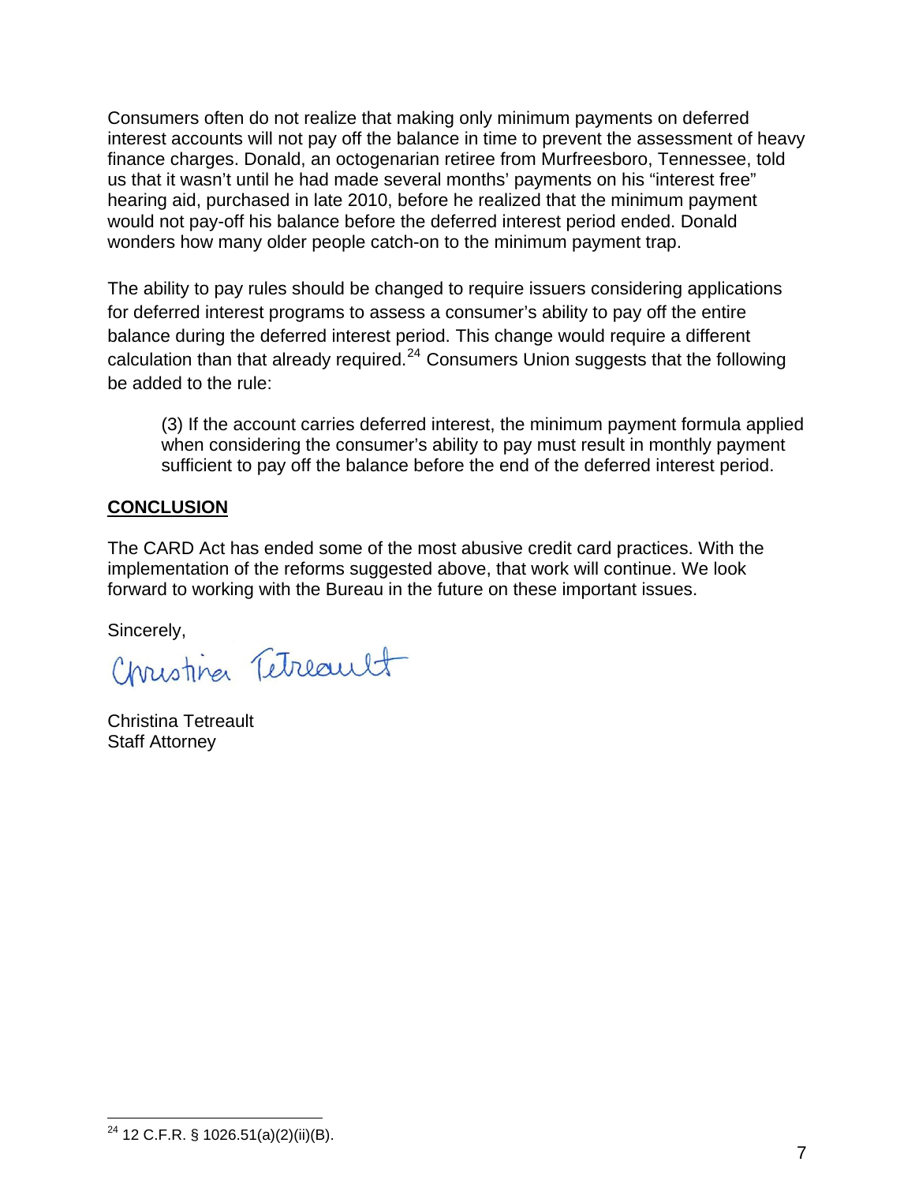Consumers often do not realize that making only minimum payments on deferred interest accounts will not pay off the balance in time to prevent the assessment of heavy finance charges. Donald, an octogenarian retiree from Murfreesboro, Tennessee, told us that it wasn't until he had made several months' payments on his "interest free" hearing aid, purchased in late 2010, before he realized that the minimum payment would not pay-off his balance before the deferred interest period ended. Donald wonders how many older people catch-on to the minimum payment trap.

The ability to pay rules should be changed to require issuers considering applications for deferred interest programs to assess a consumer's ability to pay off the entire balance during the deferred interest period. This change would require a different calculation than that already required.[24] Consumers Union suggests that the following be added to the rule:

> (3) If the account carries deferred interest, the minimum payment formula applied when considering the consumer's ability to pay must result in monthly payment sufficient to pay off the balance before the end of the deferred interest period.

## CONCLUSION

The CARD Act has ended some of the most abusive credit card practices. With the implementation of the reforms suggested above, that work will continue. We look forward to working with the Bureau in the future on these important issues.

Sincerely,

Christina Tetreault

Christina Tetreault
Staff Attorney

---

[24] 12 C.F.R. § 1026.51(a)(2)(ii)(B).